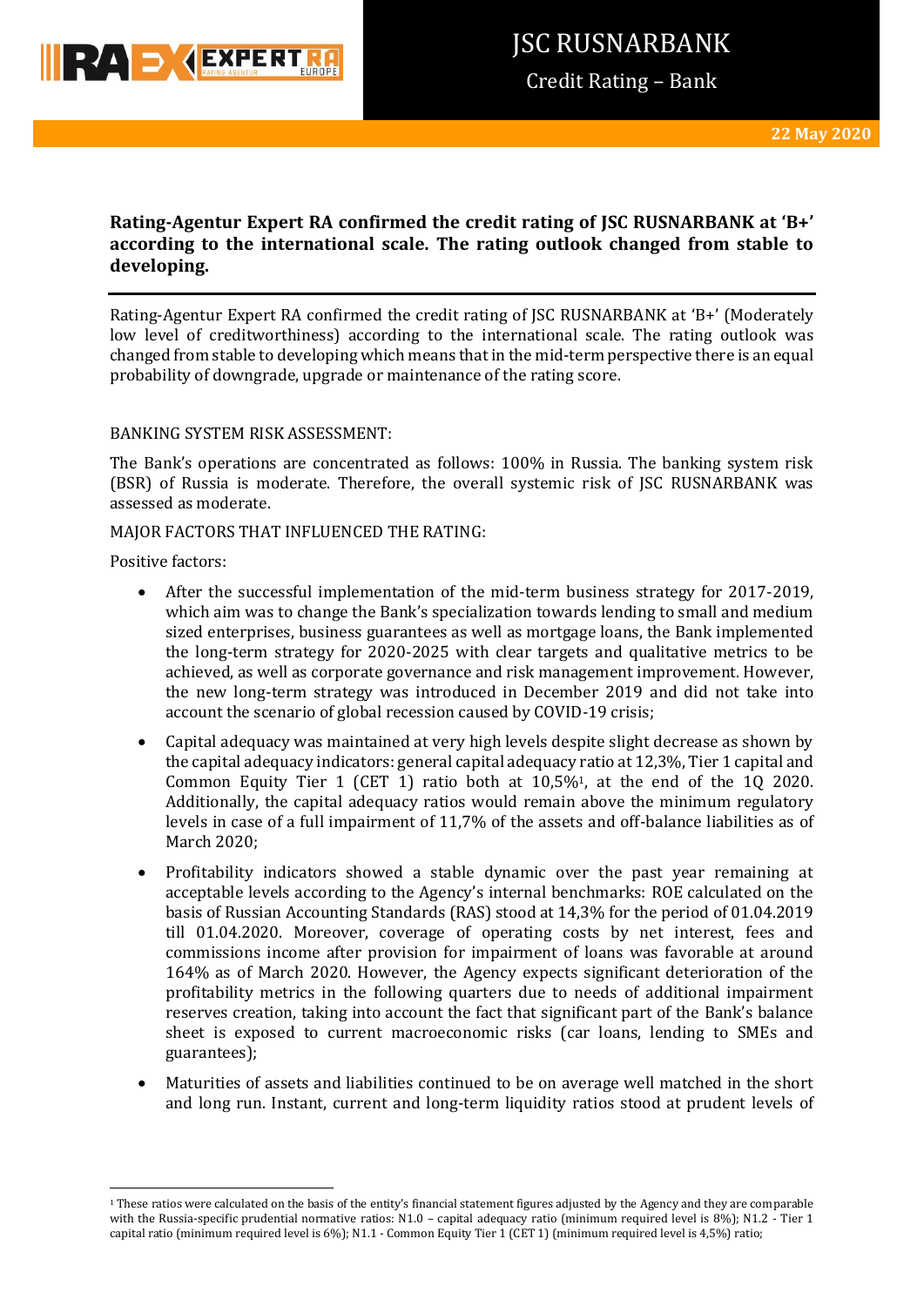# JSC RUSNARBANK

Credit Rating – Bank

22 May 2020

**Rating-Agentur Expert RA confirmed the credit rating of JSC RUSNARBANK at 'B+' according to the international scale. The rating outlook changed from stable to developing.**

Rating-Agentur Expert RA confirmed the credit rating of JSC RUSNARBANK at 'B+' (Moderately low level of creditworthiness) according to the international scale. The rating outlook was changed from stable to developing which means that in the mid-term perspective there is an equal probability of downgrade, upgrade or maintenance of the rating score.

BANKING SYSTEM RISK ASSESSMENT:

The Bank's operations are concentrated as follows: 100% in Russia. The banking system risk (BSR) of Russia is moderate. Therefore, the overall systemic risk of JSC RUSNARBANK was assessed as moderate.

MAJOR FACTORS THAT INFLUENCED THE RATING:

Positive factors:

- After the successful implementation of the mid-term business strategy for 2017-2019, which aim was to change the Bank's specialization towards lending to small and medium sized enterprises, business guarantees as well as mortgage loans, the Bank implemented the long-term strategy for 2020-2025 with clear targets and qualitative metrics to be achieved, as well as corporate governance and risk management improvement. However, the new long-term strategy was introduced in December 2019 and did not take into account the scenario of global recession caused by COVID-19 crisis;
- Capital adequacy was maintained at very high levels despite slight decrease as shown by the capital adequacy indicators: general capital adequacy ratio at 12,3%, Tier 1 capital and Common Equity Tier 1 (CET 1) ratio both at 10,5%[1], at the end of the 1Q 2020. Additionally, the capital adequacy ratios would remain above the minimum regulatory levels in case of a full impairment of 11,7% of the assets and off-balance liabilities as of March 2020;
- Profitability indicators showed a stable dynamic over the past year remaining at acceptable levels according to the Agency's internal benchmarks: ROE calculated on the basis of Russian Accounting Standards (RAS) stood at 14,3% for the period of 01.04.2019 till 01.04.2020. Moreover, coverage of operating costs by net interest, fees and commissions income after provision for impairment of loans was favorable at around 164% as of March 2020. However, the Agency expects significant deterioration of the profitability metrics in the following quarters due to needs of additional impairment reserves creation, taking into account the fact that significant part of the Bank's balance sheet is exposed to current macroeconomic risks (car loans, lending to SMEs and guarantees);
- Maturities of assets and liabilities continued to be on average well matched in the short and long run. Instant, current and long-term liquidity ratios stood at prudent levels of

[1] These ratios were calculated on the basis of the entity's financial statement figures adjusted by the Agency and they are comparable with the Russia-specific prudential normative ratios: N1.0 – capital adequacy ratio (minimum required level is 8%); N1.2 - Tier 1 capital ratio (minimum required level is 6%); N1.1 - Common Equity Tier 1 (CET 1) (minimum required level is 4,5%) ratio;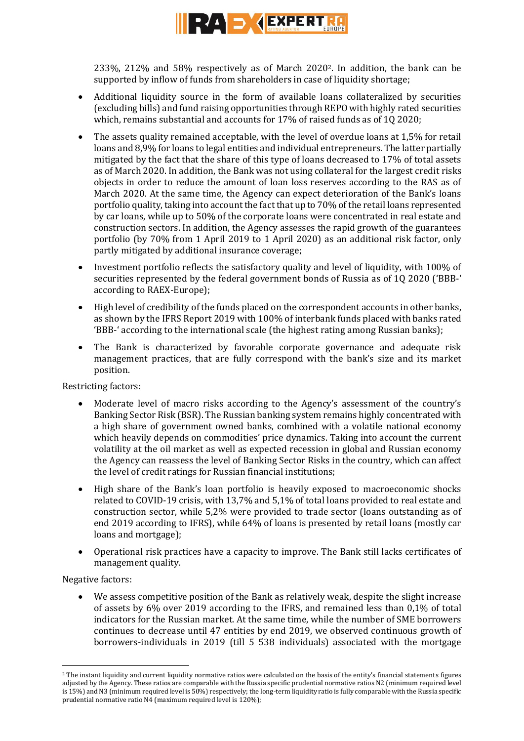233%, 212% and 58% respectively as of March 2020[2]. In addition, the bank can be supported by inflow of funds from shareholders in case of liquidity shortage;

- Additional liquidity source in the form of available loans collateralized by securities (excluding bills) and fund raising opportunities through REPO with highly rated securities which, remains substantial and accounts for 17% of raised funds as of 1Q 2020;
- The assets quality remained acceptable, with the level of overdue loans at 1,5% for retail loans and 8,9% for loans to legal entities and individual entrepreneurs. The latter partially mitigated by the fact that the share of this type of loans decreased to 17% of total assets as of March 2020. In addition, the Bank was not using collateral for the largest credit risks objects in order to reduce the amount of loan loss reserves according to the RAS as of March 2020. At the same time, the Agency can expect deterioration of the Bank's loans portfolio quality, taking into account the fact that up to 70% of the retail loans represented by car loans, while up to 50% of the corporate loans were concentrated in real estate and construction sectors. In addition, the Agency assesses the rapid growth of the guarantees portfolio (by 70% from 1 April 2019 to 1 April 2020) as an additional risk factor, only partly mitigated by additional insurance coverage;
- Investment portfolio reflects the satisfactory quality and level of liquidity, with 100% of securities represented by the federal government bonds of Russia as of 1Q 2020 ('BBB-' according to RAEX-Europe);
- High level of credibility of the funds placed on the correspondent accounts in other banks, as shown by the IFRS Report 2019 with 100% of interbank funds placed with banks rated 'BBB-' according to the international scale (the highest rating among Russian banks);
- The Bank is characterized by favorable corporate governance and adequate risk management practices, that are fully correspond with the bank's size and its market position.

Restricting factors:

- Moderate level of macro risks according to the Agency's assessment of the country's Banking Sector Risk (BSR). The Russian banking system remains highly concentrated with a high share of government owned banks, combined with a volatile national economy which heavily depends on commodities' price dynamics. Taking into account the current volatility at the oil market as well as expected recession in global and Russian economy the Agency can reassess the level of Banking Sector Risks in the country, which can affect the level of credit ratings for Russian financial institutions;
- High share of the Bank's loan portfolio is heavily exposed to macroeconomic shocks related to COVID-19 crisis, with 13,7% and 5,1% of total loans provided to real estate and construction sector, while 5,2% were provided to trade sector (loans outstanding as of end 2019 according to IFRS), while 64% of loans is presented by retail loans (mostly car loans and mortgage);
- Operational risk practices have a capacity to improve. The Bank still lacks certificates of management quality.

Negative factors:

- We assess competitive position of the Bank as relatively weak, despite the slight increase of assets by 6% over 2019 according to the IFRS, and remained less than 0,1% of total indicators for the Russian market. At the same time, while the number of SME borrowers continues to decrease until 47 entities by end 2019, we observed continuous growth of borrowers-individuals in 2019 (till 5 538 individuals) associated with the mortgage

[2] The instant liquidity and current liquidity normative ratios were calculated on the basis of the entity's financial statements figures adjusted by the Agency. These ratios are comparable with the Russia specific prudential normative ratios N2 (minimum required level is 15%) and N3 (minimum required level is 50%) respectively; the long-term liquidity ratio is fully comparable with the Russia specific prudential normative ratio N4 (maximum required level is 120%);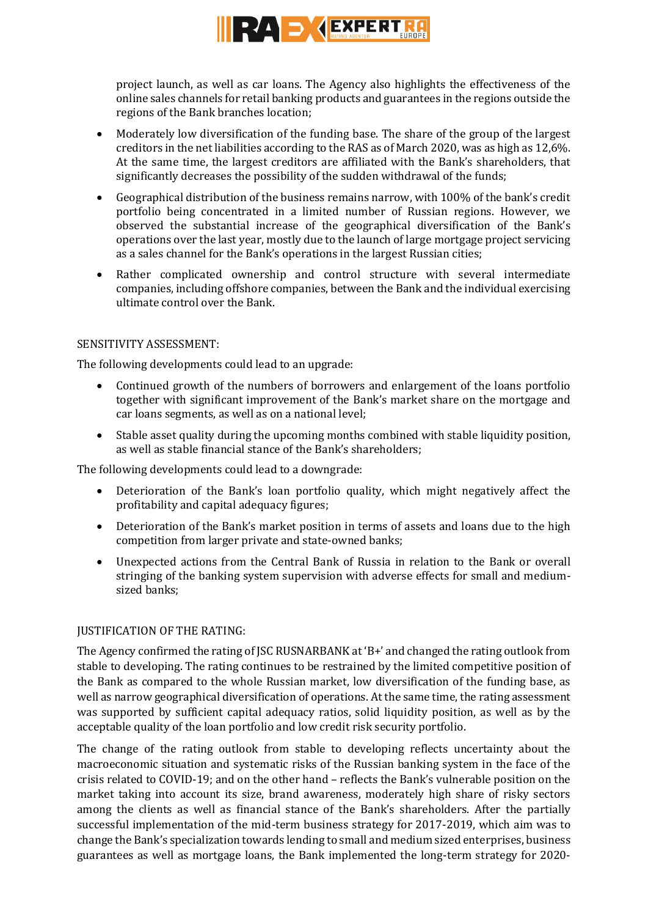project launch, as well as car loans. The Agency also highlights the effectiveness of the online sales channels for retail banking products and guarantees in the regions outside the regions of the Bank branches location;

- Moderately low diversification of the funding base. The share of the group of the largest creditors in the net liabilities according to the RAS as of March 2020, was as high as 12,6%. At the same time, the largest creditors are affiliated with the Bank's shareholders, that significantly decreases the possibility of the sudden withdrawal of the funds;
- Geographical distribution of the business remains narrow, with 100% of the bank's credit portfolio being concentrated in a limited number of Russian regions. However, we observed the substantial increase of the geographical diversification of the Bank's operations over the last year, mostly due to the launch of large mortgage project servicing as a sales channel for the Bank's operations in the largest Russian cities;
- Rather complicated ownership and control structure with several intermediate companies, including offshore companies, between the Bank and the individual exercising ultimate control over the Bank.

SENSITIVITY ASSESSMENT:

The following developments could lead to an upgrade:

- Continued growth of the numbers of borrowers and enlargement of the loans portfolio together with significant improvement of the Bank's market share on the mortgage and car loans segments, as well as on a national level;
- Stable asset quality during the upcoming months combined with stable liquidity position, as well as stable financial stance of the Bank's shareholders;

The following developments could lead to a downgrade:

- Deterioration of the Bank's loan portfolio quality, which might negatively affect the profitability and capital adequacy figures;
- Deterioration of the Bank's market position in terms of assets and loans due to the high competition from larger private and state-owned banks;
- Unexpected actions from the Central Bank of Russia in relation to the Bank or overall stringing of the banking system supervision with adverse effects for small and medium-sized banks;

JUSTIFICATION OF THE RATING:

The Agency confirmed the rating of JSC RUSNARBANK at 'B+' and changed the rating outlook from stable to developing. The rating continues to be restrained by the limited competitive position of the Bank as compared to the whole Russian market, low diversification of the funding base, as well as narrow geographical diversification of operations. At the same time, the rating assessment was supported by sufficient capital adequacy ratios, solid liquidity position, as well as by the acceptable quality of the loan portfolio and low credit risk security portfolio.

The change of the rating outlook from stable to developing reflects uncertainty about the macroeconomic situation and systematic risks of the Russian banking system in the face of the crisis related to COVID-19; and on the other hand – reflects the Bank's vulnerable position on the market taking into account its size, brand awareness, moderately high share of risky sectors among the clients as well as financial stance of the Bank's shareholders. After the partially successful implementation of the mid-term business strategy for 2017-2019, which aim was to change the Bank's specialization towards lending to small and medium sized enterprises, business guarantees as well as mortgage loans, the Bank implemented the long-term strategy for 2020-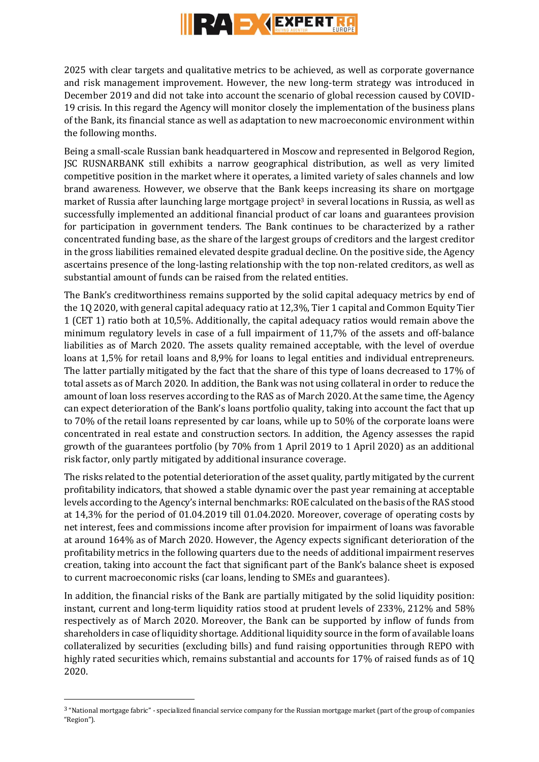2025 with clear targets and qualitative metrics to be achieved, as well as corporate governance and risk management improvement. However, the new long-term strategy was introduced in December 2019 and did not take into account the scenario of global recession caused by COVID-19 crisis. In this regard the Agency will monitor closely the implementation of the business plans of the Bank, its financial stance as well as adaptation to new macroeconomic environment within the following months.

Being a small-scale Russian bank headquartered in Moscow and represented in Belgorod Region, JSC RUSNARBANK still exhibits a narrow geographical distribution, as well as very limited competitive position in the market where it operates, a limited variety of sales channels and low brand awareness. However, we observe that the Bank keeps increasing its share on mortgage market of Russia after launching large mortgage project[3] in several locations in Russia, as well as successfully implemented an additional financial product of car loans and guarantees provision for participation in government tenders. The Bank continues to be characterized by a rather concentrated funding base, as the share of the largest groups of creditors and the largest creditor in the gross liabilities remained elevated despite gradual decline. On the positive side, the Agency ascertains presence of the long-lasting relationship with the top non-related creditors, as well as substantial amount of funds can be raised from the related entities.

The Bank's creditworthiness remains supported by the solid capital adequacy metrics by end of the 1Q 2020, with general capital adequacy ratio at 12,3%, Tier 1 capital and Common Equity Tier 1 (CET 1) ratio both at 10,5%. Additionally, the capital adequacy ratios would remain above the minimum regulatory levels in case of a full impairment of 11,7% of the assets and off-balance liabilities as of March 2020. The assets quality remained acceptable, with the level of overdue loans at 1,5% for retail loans and 8,9% for loans to legal entities and individual entrepreneurs. The latter partially mitigated by the fact that the share of this type of loans decreased to 17% of total assets as of March 2020. In addition, the Bank was not using collateral in order to reduce the amount of loan loss reserves according to the RAS as of March 2020. At the same time, the Agency can expect deterioration of the Bank's loans portfolio quality, taking into account the fact that up to 70% of the retail loans represented by car loans, while up to 50% of the corporate loans were concentrated in real estate and construction sectors. In addition, the Agency assesses the rapid growth of the guarantees portfolio (by 70% from 1 April 2019 to 1 April 2020) as an additional risk factor, only partly mitigated by additional insurance coverage.

The risks related to the potential deterioration of the asset quality, partly mitigated by the current profitability indicators, that showed a stable dynamic over the past year remaining at acceptable levels according to the Agency's internal benchmarks: ROE calculated on the basis of the RAS stood at 14,3% for the period of 01.04.2019 till 01.04.2020. Moreover, coverage of operating costs by net interest, fees and commissions income after provision for impairment of loans was favorable at around 164% as of March 2020. However, the Agency expects significant deterioration of the profitability metrics in the following quarters due to the needs of additional impairment reserves creation, taking into account the fact that significant part of the Bank's balance sheet is exposed to current macroeconomic risks (car loans, lending to SMEs and guarantees).

In addition, the financial risks of the Bank are partially mitigated by the solid liquidity position: instant, current and long-term liquidity ratios stood at prudent levels of 233%, 212% and 58% respectively as of March 2020. Moreover, the Bank can be supported by inflow of funds from shareholders in case of liquidity shortage. Additional liquidity source in the form of available loans collateralized by securities (excluding bills) and fund raising opportunities through REPO with highly rated securities which, remains substantial and accounts for 17% of raised funds as of 1Q 2020.

---

[3] "National mortgage fabric" - specialized financial service company for the Russian mortgage market (part of the group of companies "Region").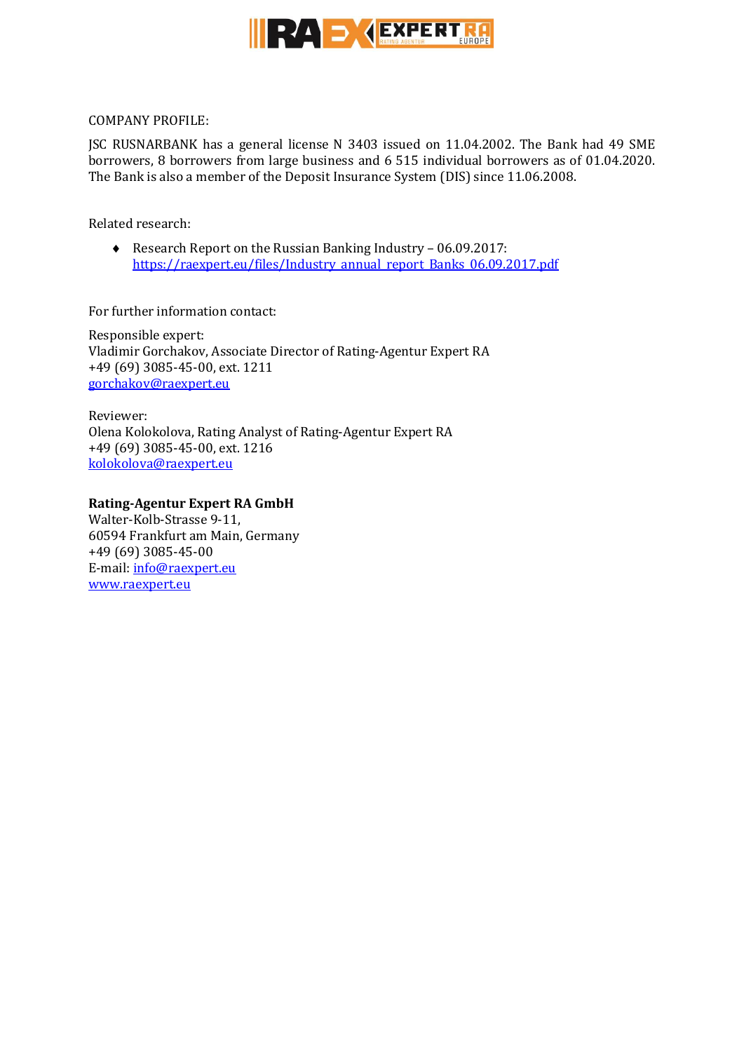COMPANY PROFILE:

JSC RUSNARBANK has a general license N 3403 issued on 11.04.2002. The Bank had 49 SME borrowers, 8 borrowers from large business and 6 515 individual borrowers as of 01.04.2020. The Bank is also a member of the Deposit Insurance System (DIS) since 11.06.2008.

Related research:

- Research Report on the Russian Banking Industry – 06.09.2017: [https://raexpert.eu/files/Industry_annual_report_Banks_06.09.2017.pdf](https://raexpert.eu/files/Industry_annual_report_Banks_06.09.2017.pdf)

For further information contact:

Responsible expert:
Vladimir Gorchakov, Associate Director of Rating-Agentur Expert RA
+49 (69) 3085-45-00, ext. 1211
gorchakov@raexpert.eu

Reviewer:
Olena Kolokolova, Rating Analyst of Rating-Agentur Expert RA
+49 (69) 3085-45-00, ext. 1216
kolokolova@raexpert.eu

**Rating-Agentur Expert RA GmbH**
Walter-Kolb-Strasse 9-11,
60594 Frankfurt am Main, Germany
+49 (69) 3085-45-00
E-mail: info@raexpert.eu
www.raexpert.eu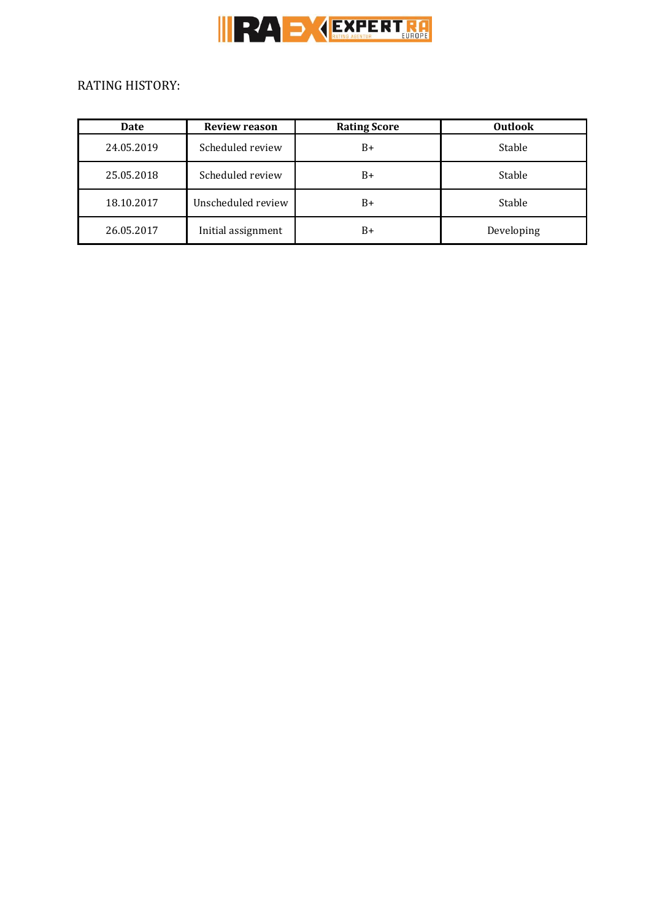RATING HISTORY:

| Date | Review reason | Rating Score | Outlook |
|---|---|---|---|
| 24.05.2019 | Scheduled review | B+ | Stable |
| 25.05.2018 | Scheduled review | B+ | Stable |
| 18.10.2017 | Unscheduled review | B+ | Stable |
| 26.05.2017 | Initial assignment | B+ | Developing |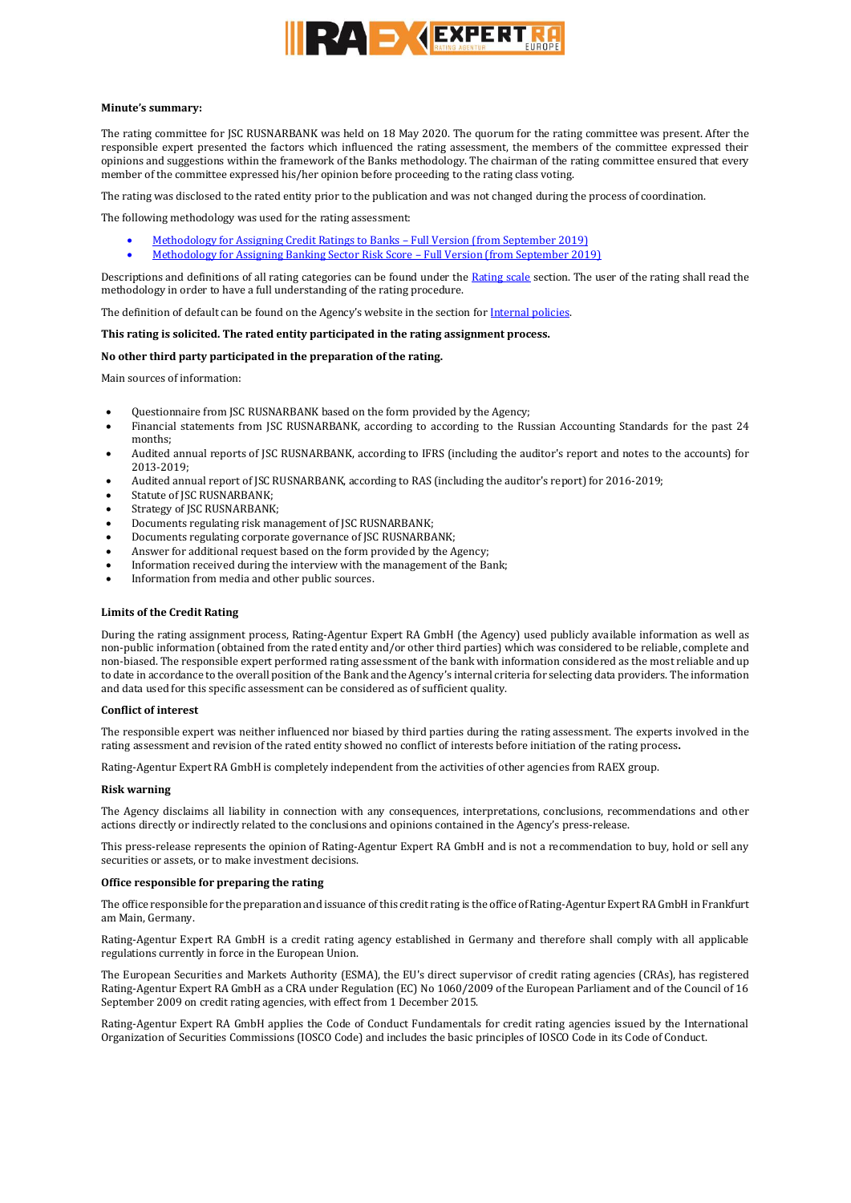**Minute's summary:**

The rating committee for JSC RUSNARBANK was held on 18 May 2020. The quorum for the rating committee was present. After the responsible expert presented the factors which influenced the rating assessment, the members of the committee expressed their opinions and suggestions within the framework of the Banks methodology. The chairman of the rating committee ensured that every member of the committee expressed his/her opinion before proceeding to the rating class voting.

The rating was disclosed to the rated entity prior to the publication and was not changed during the process of coordination.

The following methodology was used for the rating assessment:

- Methodology for Assigning Credit Ratings to Banks – Full Version (from September 2019)
- Methodology for Assigning Banking Sector Risk Score – Full Version (from September 2019)

Descriptions and definitions of all rating categories can be found under the Rating scale section. The user of the rating shall read the methodology in order to have a full understanding of the rating procedure.

The definition of default can be found on the Agency's website in the section for Internal policies.

**This rating is solicited. The rated entity participated in the rating assignment process.**

**No other third party participated in the preparation of the rating.**

Main sources of information:

- Questionnaire from JSC RUSNARBANK based on the form provided by the Agency;
- Financial statements from JSC RUSNARBANK, according to according to the Russian Accounting Standards for the past 24 months;
- Audited annual reports of JSC RUSNARBANK, according to IFRS (including the auditor's report and notes to the accounts) for 2013-2019;
- Audited annual report of JSC RUSNARBANK, according to RAS (including the auditor's report) for 2016-2019;
- Statute of JSC RUSNARBANK;
- Strategy of JSC RUSNARBANK;
- Documents regulating risk management of JSC RUSNARBANK;
- Documents regulating corporate governance of JSC RUSNARBANK;
- Answer for additional request based on the form provided by the Agency;
- Information received during the interview with the management of the Bank;
- Information from media and other public sources.

**Limits of the Credit Rating**

During the rating assignment process, Rating-Agentur Expert RA GmbH (the Agency) used publicly available information as well as non-public information (obtained from the rated entity and/or other third parties) which was considered to be reliable, complete and non-biased. The responsible expert performed rating assessment of the bank with information considered as the most reliable and up to date in accordance to the overall position of the Bank and the Agency's internal criteria for selecting data providers. The information and data used for this specific assessment can be considered as of sufficient quality.

**Conflict of interest**

The responsible expert was neither influenced nor biased by third parties during the rating assessment. The experts involved in the rating assessment and revision of the rated entity showed no conflict of interests before initiation of the rating process.

Rating-Agentur Expert RA GmbH is completely independent from the activities of other agencies from RAEX group.

**Risk warning**

The Agency disclaims all liability in connection with any consequences, interpretations, conclusions, recommendations and other actions directly or indirectly related to the conclusions and opinions contained in the Agency's press-release.

This press-release represents the opinion of Rating-Agentur Expert RA GmbH and is not a recommendation to buy, hold or sell any securities or assets, or to make investment decisions.

**Office responsible for preparing the rating**

The office responsible for the preparation and issuance of this credit rating is the office of Rating-Agentur Expert RA GmbH in Frankfurt am Main, Germany.

Rating-Agentur Expert RA GmbH is a credit rating agency established in Germany and therefore shall comply with all applicable regulations currently in force in the European Union.

The European Securities and Markets Authority (ESMA), the EU's direct supervisor of credit rating agencies (CRAs), has registered Rating-Agentur Expert RA GmbH as a CRA under Regulation (EC) No 1060/2009 of the European Parliament and of the Council of 16 September 2009 on credit rating agencies, with effect from 1 December 2015.

Rating-Agentur Expert RA GmbH applies the Code of Conduct Fundamentals for credit rating agencies issued by the International Organization of Securities Commissions (IOSCO Code) and includes the basic principles of IOSCO Code in its Code of Conduct.